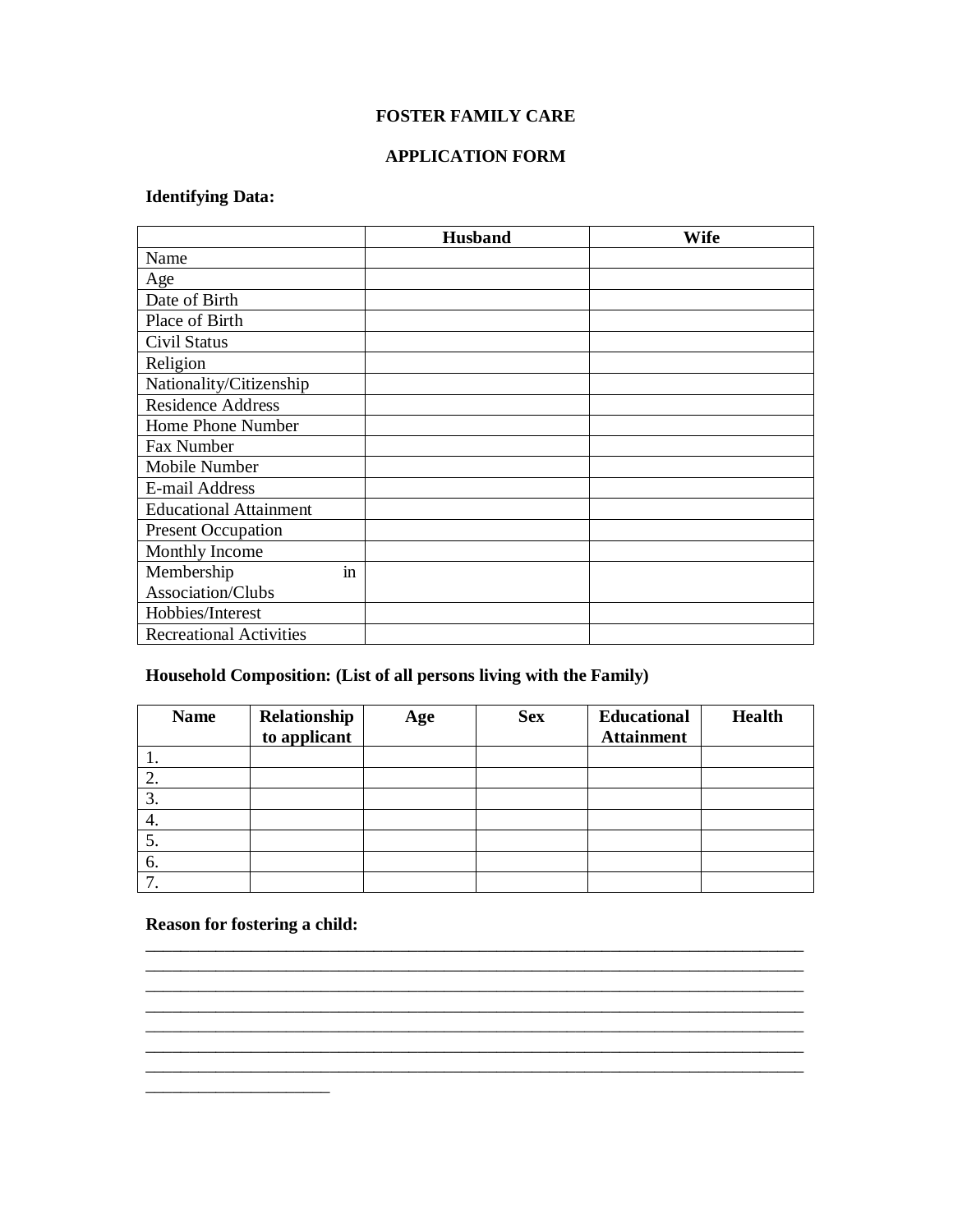# FOSTER FAMILY CARE

## APPLICATION FORM

**Identifying Data:**

| | Husband | Wife |
|---|---|---|
| Name | | |
| Age | | |
| Date of Birth | | |
| Place of Birth | | |
| Civil Status | | |
| Religion | | |
| Nationality/Citizenship | | |
| Residence Address | | |
| Home Phone Number | | |
| Fax Number | | |
| Mobile Number | | |
| E-mail Address | | |
| Educational Attainment | | |
| Present Occupation | | |
| Monthly Income | | |
| Membership in Association/Clubs | | |
| Hobbies/Interest | | |
| Recreational Activities | | |

**Household Composition: (List of all persons living with the Family)**

| Name | Relationship to applicant | Age | Sex | Educational Attainment | Health |
|---|---|---|---|---|---|
| 1. | | | | | |
| 2. | | | | | |
| 3. | | | | | |
| 4. | | | | | |
| 5. | | | | | |
| 6. | | | | | |
| 7. | | | | | |

**Reason for fostering a child:**

_____________________________________________________________________________
_____________________________________________________________________________
_____________________________________________________________________________
_____________________________________________________________________________
_____________________________________________________________________________
_____________________________________________________________________________
_____________________________________________________________________________
_____________________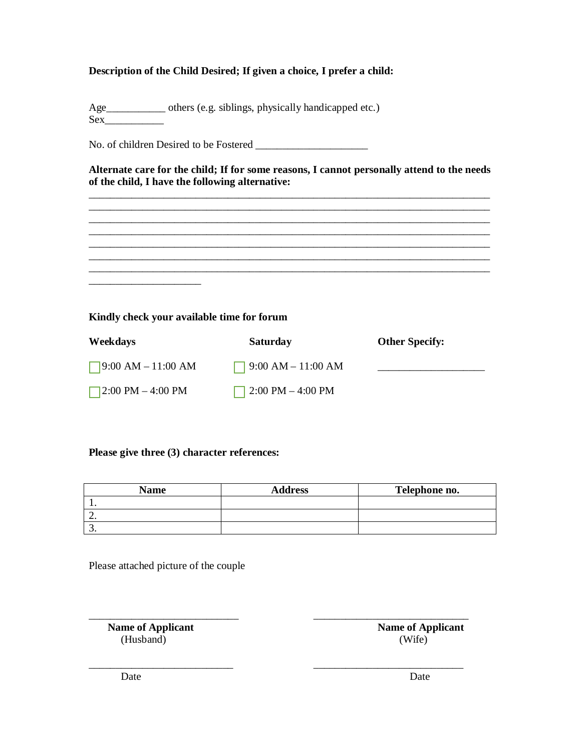**Description of the Child Desired; If given a choice, I prefer a child:**

Age___________ others (e.g. siblings, physically handicapped etc.)
Sex___________

No. of children Desired to be Fostered _____________________

**Alternate care for the child; If for some reasons, I cannot personally attend to the needs of the child, I have the following alternative:**

___________________________________________________________________________
___________________________________________________________________________
___________________________________________________________________________
___________________________________________________________________________
___________________________________________________________________________
___________________________________________________________________________
___________________________________________________________________________
_____________________

**Kindly check your available time for forum**

| **Weekdays** | **Saturday** | **Other Specify:** |
|---|---|---|
| ☐ 9:00 AM – 11:00 AM | ☐ 9:00 AM – 11:00 AM | ____________________ |
| ☐ 2:00 PM – 4:00 PM | ☐ 2:00 PM – 4:00 PM | |

**Please give three (3) character references:**

| Name | Address | Telephone no. |
|---|---|---|
| 1. | | |
| 2. | | |
| 3. | | |

Please attached picture of the couple

| | |
|---|---|
| ____________________________ | ____________________________ |
| **Name of Applicant** (Husband) | **Name of Applicant** (Wife) |
| ____________________________ | ____________________________ |
| Date | Date |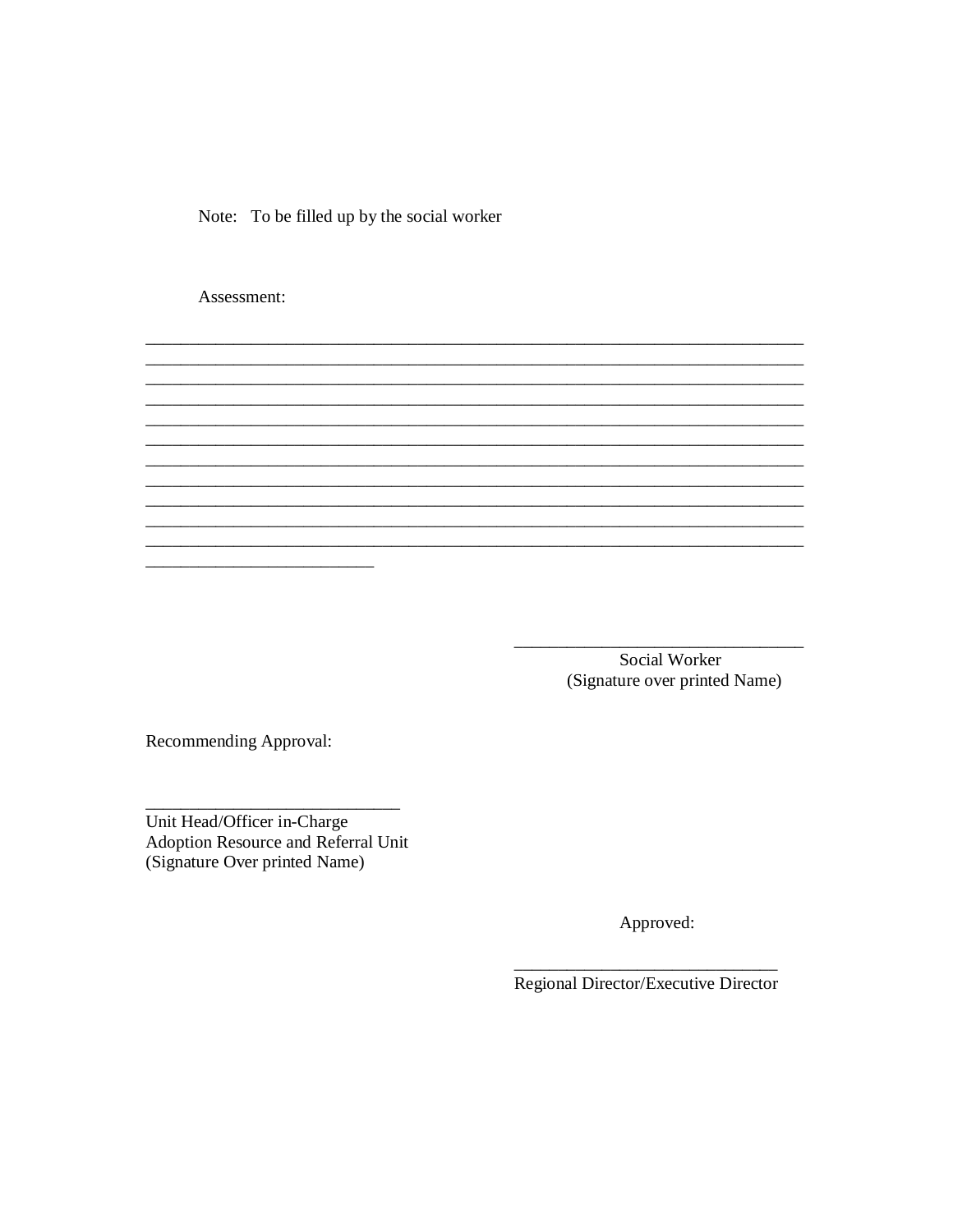Note: To be filled up by the social worker

Assessment:

______________________________________________________________________________
______________________________________________________________________________
______________________________________________________________________________
______________________________________________________________________________
______________________________________________________________________________
______________________________________________________________________________
______________________________________________________________________________
______________________________________________________________________________
______________________________________________________________________________
______________________________________________________________________________
______________________________________________________________________________
___________________________

__________________________________
Social Worker
(Signature over printed Name)

Recommending Approval:

______________________________
Unit Head/Officer in-Charge
Adoption Resource and Referral Unit
(Signature Over printed Name)

Approved:

_______________________________
Regional Director/Executive Director